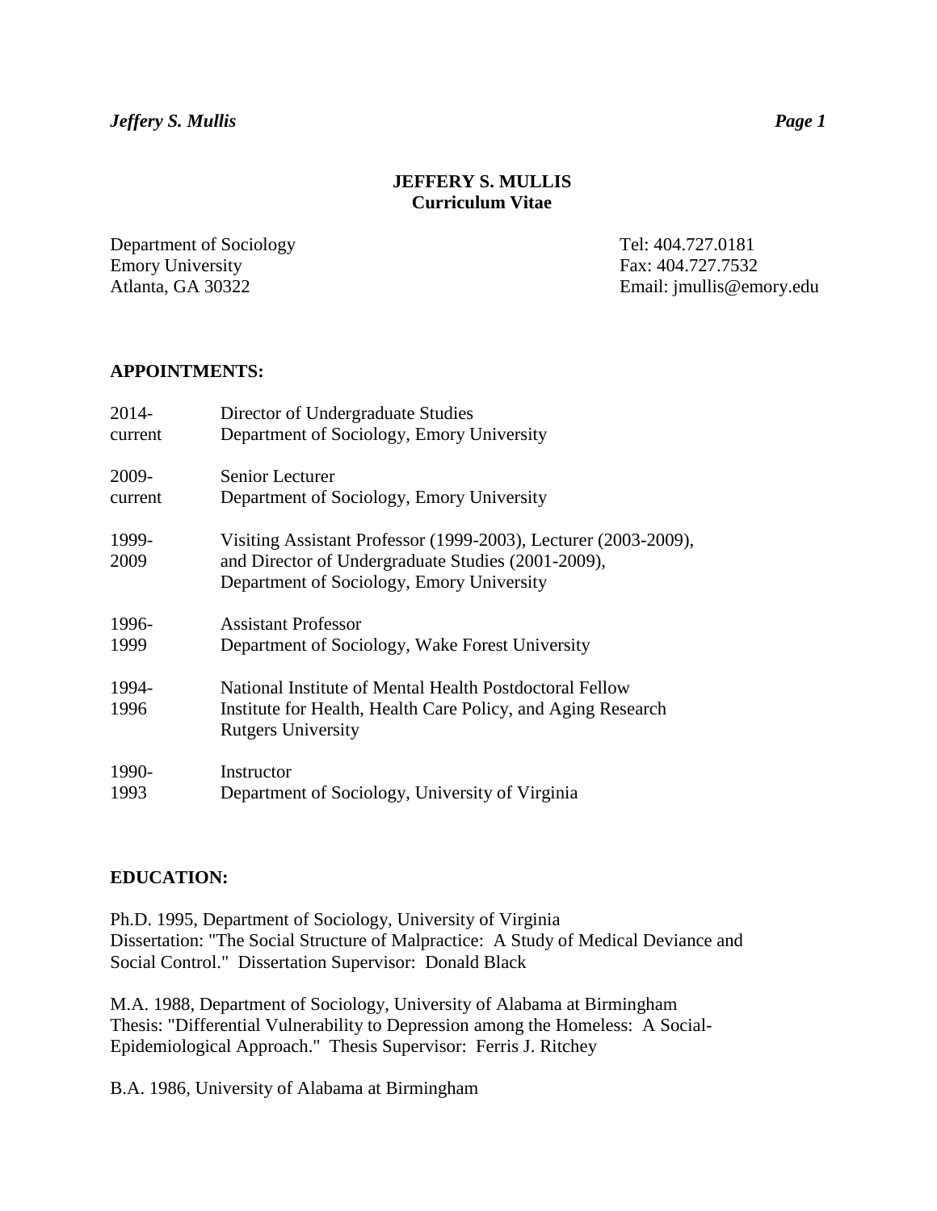# JEFFERY S. MULLIS
## Curriculum Vitae

Department of Sociology
Emory University
Atlanta, GA 30322

Tel: 404.727.0181
Fax: 404.727.7532
Email: jmullis@emory.edu

## APPOINTMENTS:

| | |
|---|---|
| 2014-current | Director of Undergraduate Studies<br>Department of Sociology, Emory University |
| 2009-current | Senior Lecturer<br>Department of Sociology, Emory University |
| 1999-2009 | Visiting Assistant Professor (1999-2003), Lecturer (2003-2009), and Director of Undergraduate Studies (2001-2009), Department of Sociology, Emory University |
| 1996-1999 | Assistant Professor<br>Department of Sociology, Wake Forest University |
| 1994-1996 | National Institute of Mental Health Postdoctoral Fellow<br>Institute for Health, Health Care Policy, and Aging Research<br>Rutgers University |
| 1990-1993 | Instructor<br>Department of Sociology, University of Virginia |

## EDUCATION:

Ph.D. 1995, Department of Sociology, University of Virginia
Dissertation: "The Social Structure of Malpractice: A Study of Medical Deviance and Social Control." Dissertation Supervisor: Donald Black

M.A. 1988, Department of Sociology, University of Alabama at Birmingham
Thesis: "Differential Vulnerability to Depression among the Homeless: A Social-Epidemiological Approach." Thesis Supervisor: Ferris J. Ritchey

B.A. 1986, University of Alabama at Birmingham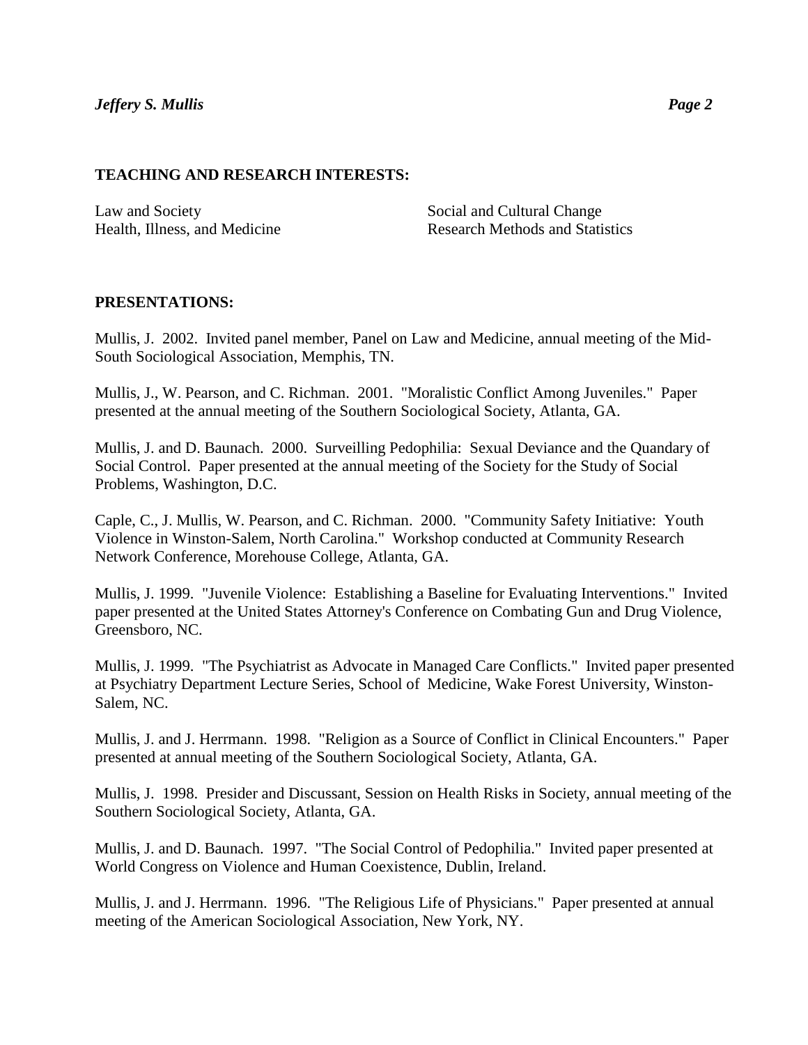## TEACHING AND RESEARCH INTERESTS:

Law and Society
Health, Illness, and Medicine
Social and Cultural Change
Research Methods and Statistics

## PRESENTATIONS:

Mullis, J.  2002.  Invited panel member, Panel on Law and Medicine, annual meeting of the Mid-South Sociological Association, Memphis, TN.

Mullis, J., W. Pearson, and C. Richman.  2001.  "Moralistic Conflict Among Juveniles."  Paper presented at the annual meeting of the Southern Sociological Society, Atlanta, GA.

Mullis, J. and D. Baunach.  2000.  Surveilling Pedophilia:  Sexual Deviance and the Quandary of Social Control.  Paper presented at the annual meeting of the Society for the Study of Social Problems, Washington, D.C.

Caple, C., J. Mullis, W. Pearson, and C. Richman.  2000.  "Community Safety Initiative:  Youth Violence in Winston-Salem, North Carolina."  Workshop conducted at Community Research Network Conference, Morehouse College, Atlanta, GA.

Mullis, J. 1999.  "Juvenile Violence:  Establishing a Baseline for Evaluating Interventions."  Invited paper presented at the United States Attorney's Conference on Combating Gun and Drug Violence, Greensboro, NC.

Mullis, J. 1999.  "The Psychiatrist as Advocate in Managed Care Conflicts."  Invited paper presented at Psychiatry Department Lecture Series, School of  Medicine, Wake Forest University, Winston-Salem, NC.

Mullis, J. and J. Herrmann.  1998.  "Religion as a Source of Conflict in Clinical Encounters."  Paper presented at annual meeting of the Southern Sociological Society, Atlanta, GA.

Mullis, J.  1998.  Presider and Discussant, Session on Health Risks in Society, annual meeting of the Southern Sociological Society, Atlanta, GA.

Mullis, J. and D. Baunach.  1997.  "The Social Control of Pedophilia."  Invited paper presented at World Congress on Violence and Human Coexistence, Dublin, Ireland.

Mullis, J. and J. Herrmann.  1996.  "The Religious Life of Physicians."  Paper presented at annual meeting of the American Sociological Association, New York, NY.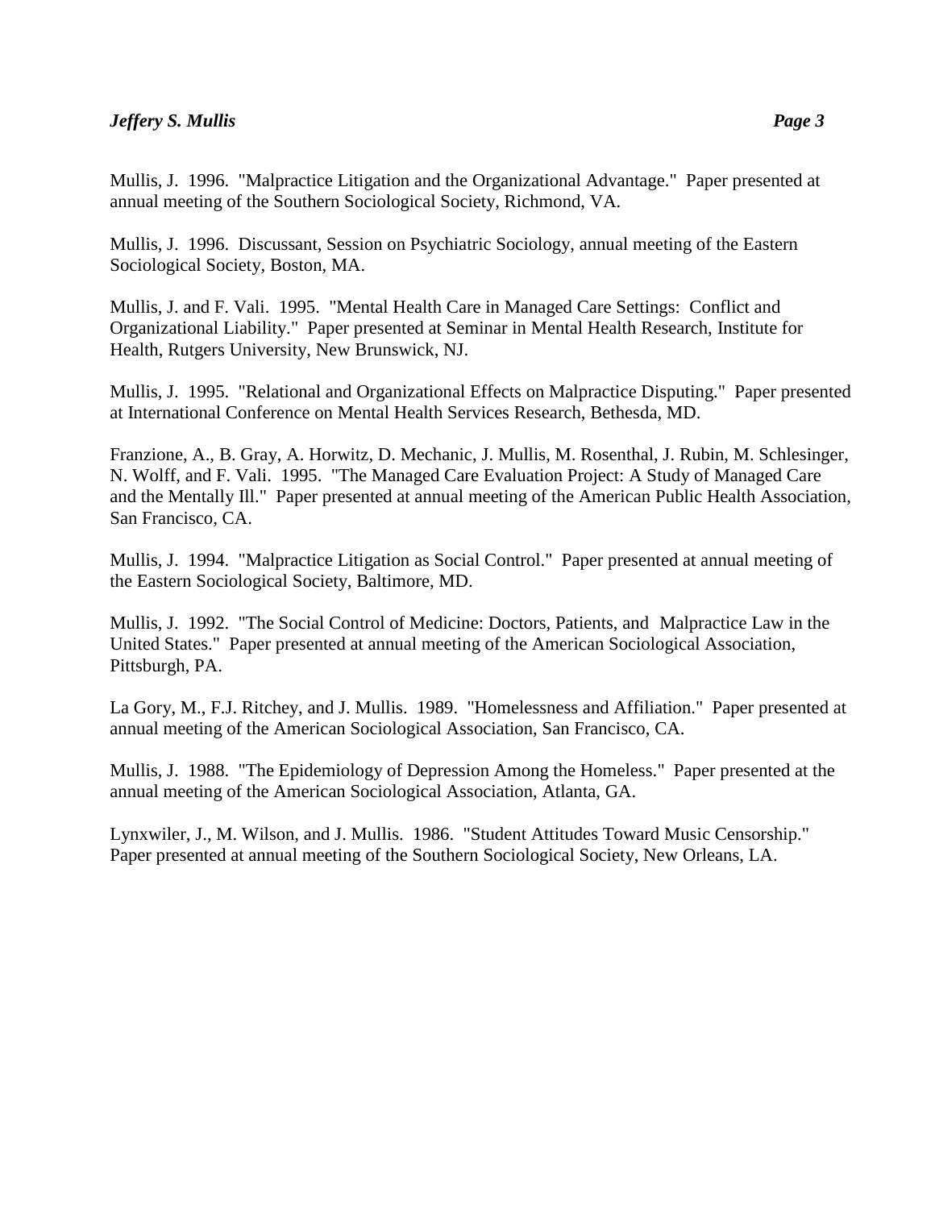Mullis, J. 1996. "Malpractice Litigation and the Organizational Advantage." Paper presented at annual meeting of the Southern Sociological Society, Richmond, VA.

Mullis, J. 1996. Discussant, Session on Psychiatric Sociology, annual meeting of the Eastern Sociological Society, Boston, MA.

Mullis, J. and F. Vali. 1995. "Mental Health Care in Managed Care Settings: Conflict and Organizational Liability." Paper presented at Seminar in Mental Health Research, Institute for Health, Rutgers University, New Brunswick, NJ.

Mullis, J. 1995. "Relational and Organizational Effects on Malpractice Disputing." Paper presented at International Conference on Mental Health Services Research, Bethesda, MD.

Franzione, A., B. Gray, A. Horwitz, D. Mechanic, J. Mullis, M. Rosenthal, J. Rubin, M. Schlesinger, N. Wolff, and F. Vali. 1995. "The Managed Care Evaluation Project: A Study of Managed Care and the Mentally Ill." Paper presented at annual meeting of the American Public Health Association, San Francisco, CA.

Mullis, J. 1994. "Malpractice Litigation as Social Control." Paper presented at annual meeting of the Eastern Sociological Society, Baltimore, MD.

Mullis, J. 1992. "The Social Control of Medicine: Doctors, Patients, and Malpractice Law in the United States." Paper presented at annual meeting of the American Sociological Association, Pittsburgh, PA.

La Gory, M., F.J. Ritchey, and J. Mullis. 1989. "Homelessness and Affiliation." Paper presented at annual meeting of the American Sociological Association, San Francisco, CA.

Mullis, J. 1988. "The Epidemiology of Depression Among the Homeless." Paper presented at the annual meeting of the American Sociological Association, Atlanta, GA.

Lynxwiler, J., M. Wilson, and J. Mullis. 1986. "Student Attitudes Toward Music Censorship." Paper presented at annual meeting of the Southern Sociological Society, New Orleans, LA.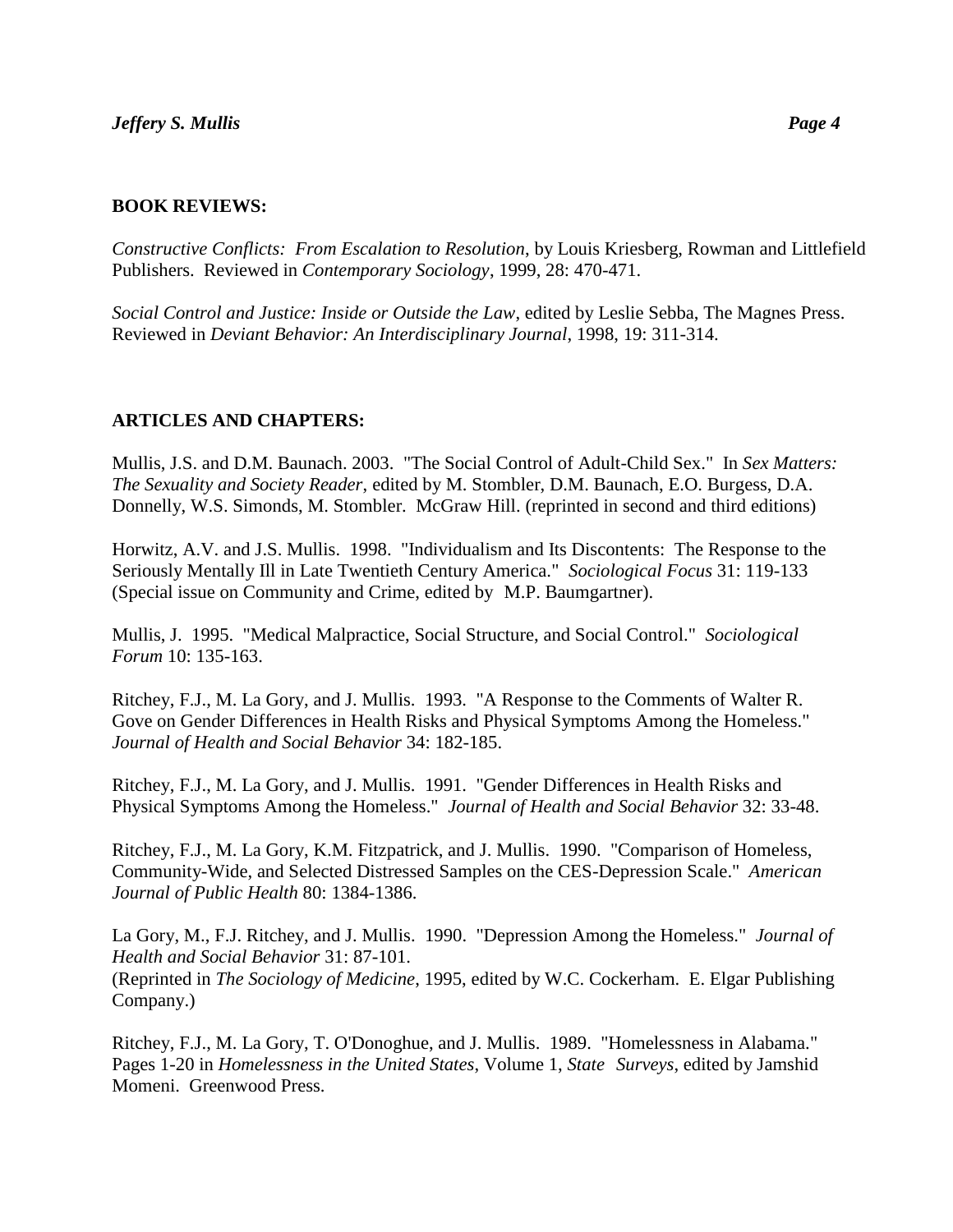**BOOK REVIEWS:**

*Constructive Conflicts: From Escalation to Resolution*, by Louis Kriesberg, Rowman and Littlefield Publishers. Reviewed in *Contemporary Sociology*, 1999, 28: 470-471.

*Social Control and Justice: Inside or Outside the Law*, edited by Leslie Sebba, The Magnes Press. Reviewed in *Deviant Behavior: An Interdisciplinary Journal*, 1998, 19: 311-314.

**ARTICLES AND CHAPTERS:**

Mullis, J.S. and D.M. Baunach. 2003. "The Social Control of Adult-Child Sex." In *Sex Matters: The Sexuality and Society Reader*, edited by M. Stombler, D.M. Baunach, E.O. Burgess, D.A. Donnelly, W.S. Simonds, M. Stombler. McGraw Hill. (reprinted in second and third editions)

Horwitz, A.V. and J.S. Mullis. 1998. "Individualism and Its Discontents: The Response to the Seriously Mentally Ill in Late Twentieth Century America." *Sociological Focus* 31: 119-133 (Special issue on Community and Crime, edited by M.P. Baumgartner).

Mullis, J. 1995. "Medical Malpractice, Social Structure, and Social Control." *Sociological Forum* 10: 135-163.

Ritchey, F.J., M. La Gory, and J. Mullis. 1993. "A Response to the Comments of Walter R. Gove on Gender Differences in Health Risks and Physical Symptoms Among the Homeless." *Journal of Health and Social Behavior* 34: 182-185.

Ritchey, F.J., M. La Gory, and J. Mullis. 1991. "Gender Differences in Health Risks and Physical Symptoms Among the Homeless." *Journal of Health and Social Behavior* 32: 33-48.

Ritchey, F.J., M. La Gory, K.M. Fitzpatrick, and J. Mullis. 1990. "Comparison of Homeless, Community-Wide, and Selected Distressed Samples on the CES-Depression Scale." *American Journal of Public Health* 80: 1384-1386.

La Gory, M., F.J. Ritchey, and J. Mullis. 1990. "Depression Among the Homeless." *Journal of Health and Social Behavior* 31: 87-101.
(Reprinted in *The Sociology of Medicine*, 1995, edited by W.C. Cockerham. E. Elgar Publishing Company.)

Ritchey, F.J., M. La Gory, T. O'Donoghue, and J. Mullis. 1989. "Homelessness in Alabama." Pages 1-20 in *Homelessness in the United States*, Volume 1, *State Surveys*, edited by Jamshid Momeni. Greenwood Press.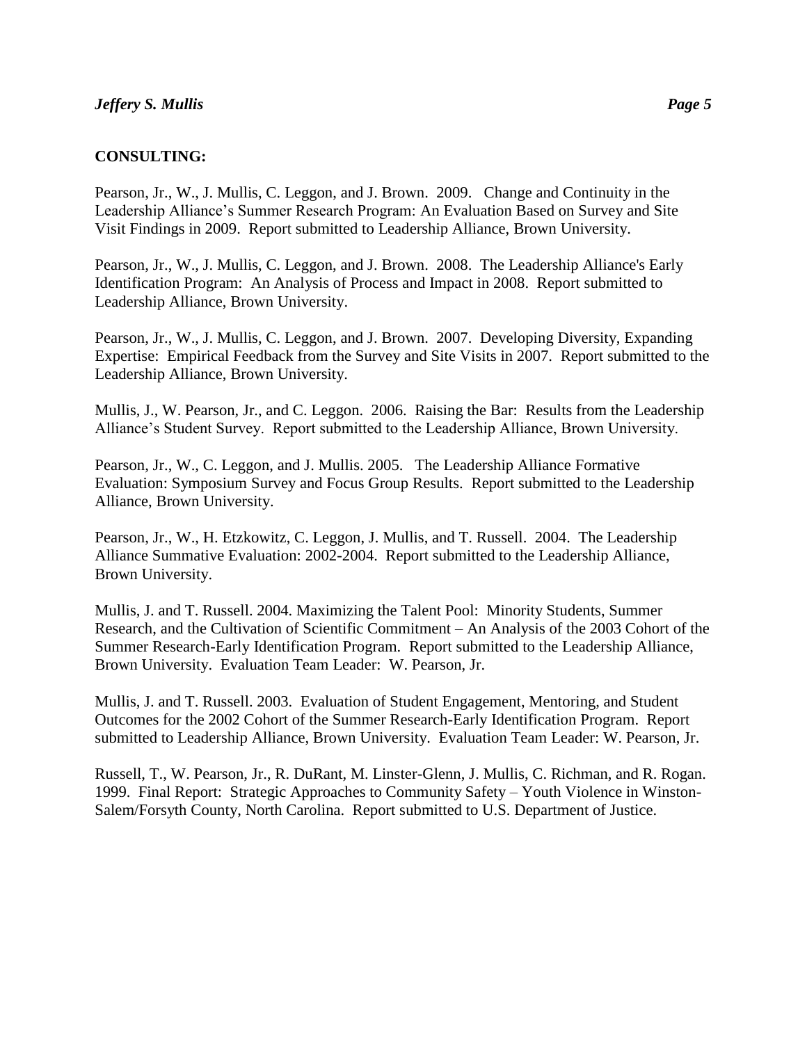## CONSULTING:

Pearson, Jr., W., J. Mullis, C. Leggon, and J. Brown. 2009. Change and Continuity in the Leadership Alliance's Summer Research Program: An Evaluation Based on Survey and Site Visit Findings in 2009. Report submitted to Leadership Alliance, Brown University.

Pearson, Jr., W., J. Mullis, C. Leggon, and J. Brown. 2008. The Leadership Alliance's Early Identification Program: An Analysis of Process and Impact in 2008. Report submitted to Leadership Alliance, Brown University.

Pearson, Jr., W., J. Mullis, C. Leggon, and J. Brown. 2007. Developing Diversity, Expanding Expertise: Empirical Feedback from the Survey and Site Visits in 2007. Report submitted to the Leadership Alliance, Brown University.

Mullis, J., W. Pearson, Jr., and C. Leggon. 2006. Raising the Bar: Results from the Leadership Alliance's Student Survey. Report submitted to the Leadership Alliance, Brown University.

Pearson, Jr., W., C. Leggon, and J. Mullis. 2005. The Leadership Alliance Formative Evaluation: Symposium Survey and Focus Group Results. Report submitted to the Leadership Alliance, Brown University.

Pearson, Jr., W., H. Etzkowitz, C. Leggon, J. Mullis, and T. Russell. 2004. The Leadership Alliance Summative Evaluation: 2002-2004. Report submitted to the Leadership Alliance, Brown University.

Mullis, J. and T. Russell. 2004. Maximizing the Talent Pool: Minority Students, Summer Research, and the Cultivation of Scientific Commitment – An Analysis of the 2003 Cohort of the Summer Research-Early Identification Program. Report submitted to the Leadership Alliance, Brown University. Evaluation Team Leader: W. Pearson, Jr.

Mullis, J. and T. Russell. 2003. Evaluation of Student Engagement, Mentoring, and Student Outcomes for the 2002 Cohort of the Summer Research-Early Identification Program. Report submitted to Leadership Alliance, Brown University. Evaluation Team Leader: W. Pearson, Jr.

Russell, T., W. Pearson, Jr., R. DuRant, M. Linster-Glenn, J. Mullis, C. Richman, and R. Rogan. 1999. Final Report: Strategic Approaches to Community Safety – Youth Violence in Winston-Salem/Forsyth County, North Carolina. Report submitted to U.S. Department of Justice.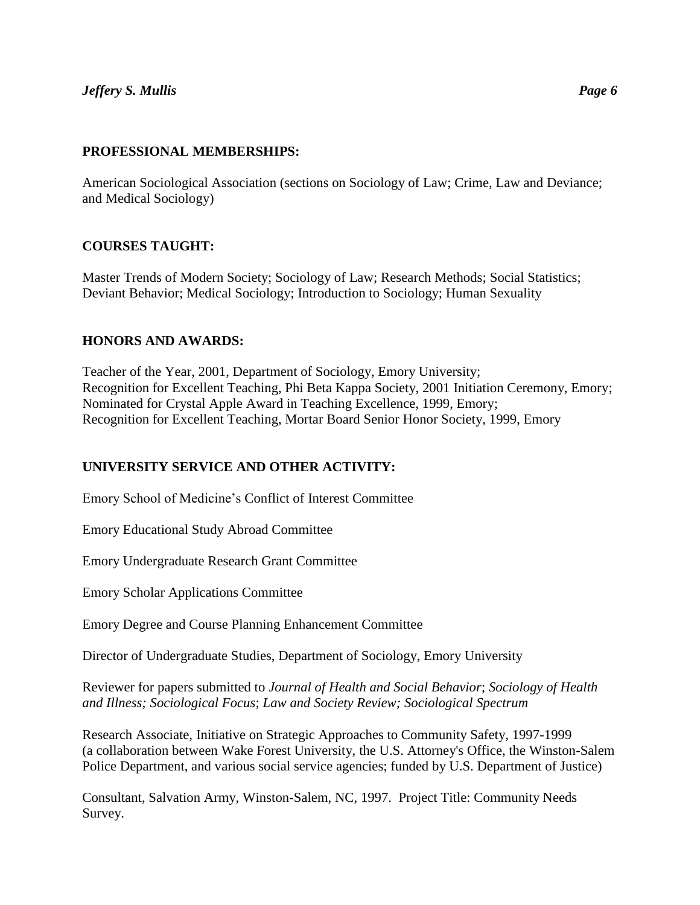## PROFESSIONAL MEMBERSHIPS:

American Sociological Association (sections on Sociology of Law; Crime, Law and Deviance; and Medical Sociology)

## COURSES TAUGHT:

Master Trends of Modern Society; Sociology of Law; Research Methods; Social Statistics; Deviant Behavior; Medical Sociology; Introduction to Sociology; Human Sexuality

## HONORS AND AWARDS:

Teacher of the Year, 2001, Department of Sociology, Emory University;
Recognition for Excellent Teaching, Phi Beta Kappa Society, 2001 Initiation Ceremony, Emory;
Nominated for Crystal Apple Award in Teaching Excellence, 1999, Emory;
Recognition for Excellent Teaching, Mortar Board Senior Honor Society, 1999, Emory

## UNIVERSITY SERVICE AND OTHER ACTIVITY:

Emory School of Medicine's Conflict of Interest Committee

Emory Educational Study Abroad Committee

Emory Undergraduate Research Grant Committee

Emory Scholar Applications Committee

Emory Degree and Course Planning Enhancement Committee

Director of Undergraduate Studies, Department of Sociology, Emory University

Reviewer for papers submitted to *Journal of Health and Social Behavior*; *Sociology of Health and Illness; Sociological Focus*; *Law and Society Review; Sociological Spectrum*

Research Associate, Initiative on Strategic Approaches to Community Safety, 1997-1999 (a collaboration between Wake Forest University, the U.S. Attorney's Office, the Winston-Salem Police Department, and various social service agencies; funded by U.S. Department of Justice)

Consultant, Salvation Army, Winston-Salem, NC, 1997. Project Title: Community Needs Survey.